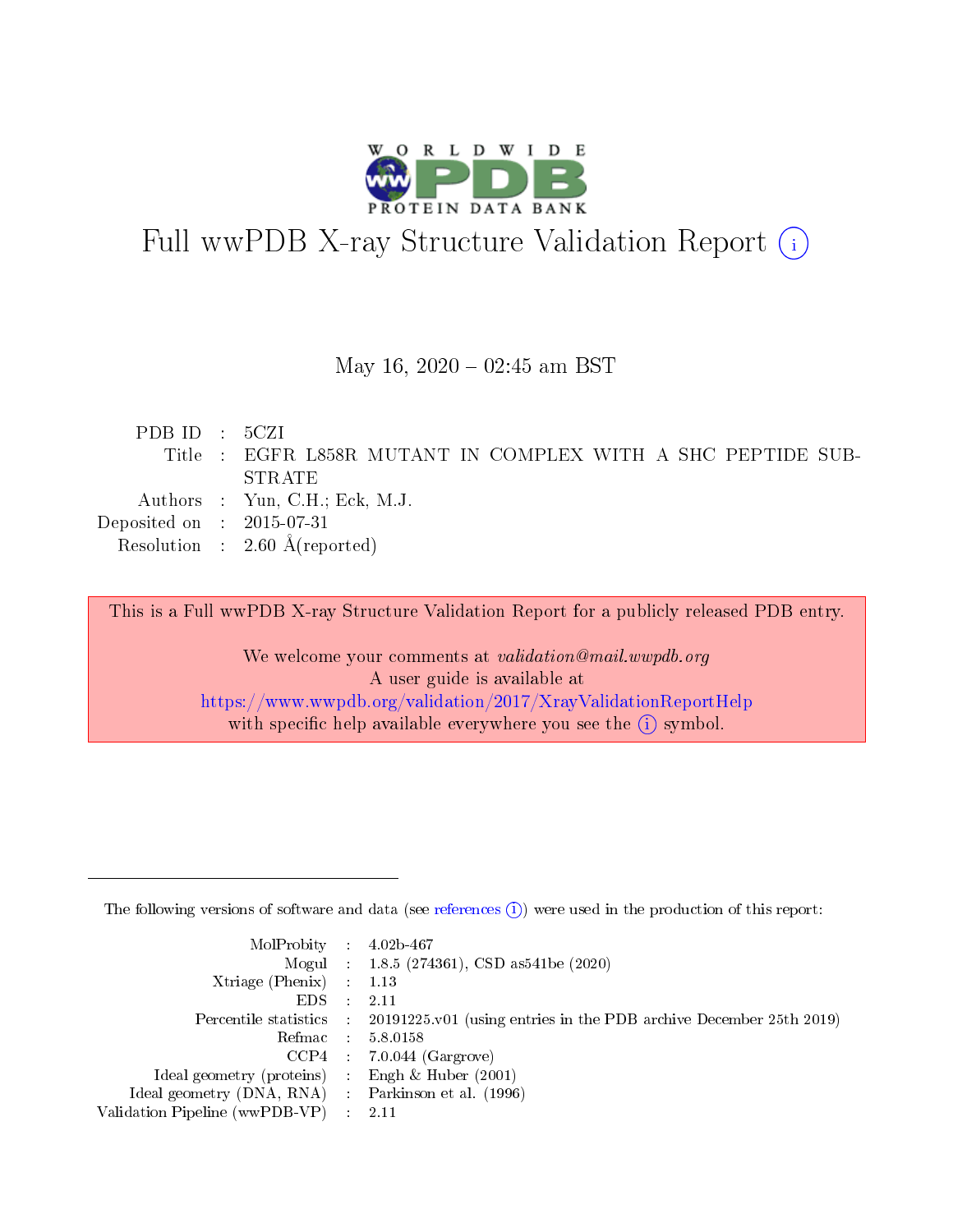# Full wwPDB X-ray Structure Validation Report (i)

May 16, 2020 – 02:45 am BST

| | | |
|---|---|---|
| PDB ID | : | 5CZI |
| Title | : | EGFR L858R MUTANT IN COMPLEX WITH A SHC PEPTIDE SUBSTRATE |
| Authors | : | Yun, C.H.; Eck, M.J. |
| Deposited on | : | 2015-07-31 |
| Resolution | : | 2.60 Å(reported) |

This is a Full wwPDB X-ray Structure Validation Report for a publicly released PDB entry.

We welcome your comments at *validation@mail.wwpdb.org*
A user guide is available at
https://www.wwpdb.org/validation/2017/XrayValidationReportHelp
with specific help available everywhere you see the (i) symbol.

---

The following versions of software and data (see references (i)) were used in the production of this report:

| | | |
|---|---|---|
| MolProbity | : | 4.02b-467 |
| Mogul | : | 1.8.5 (274361), CSD as541be (2020) |
| Xtriage (Phenix) | : | 1.13 |
| EDS | : | 2.11 |
| Percentile statistics | : | 20191225.v01 (using entries in the PDB archive December 25th 2019) |
| Refmac | : | 5.8.0158 |
| CCP4 | : | 7.0.044 (Gargrove) |
| Ideal geometry (proteins) | : | Engh & Huber (2001) |
| Ideal geometry (DNA, RNA) | : | Parkinson et al. (1996) |
| Validation Pipeline (wwPDB-VP) | : | 2.11 |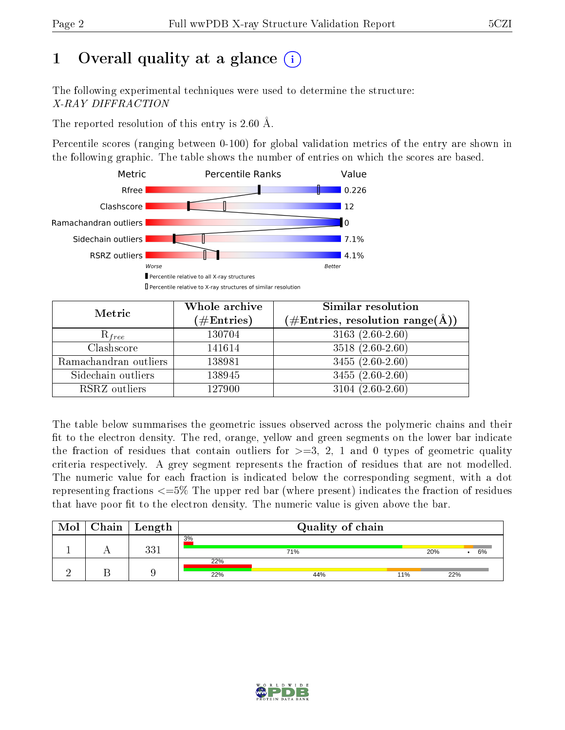# 1 Overall quality at a glance (i)

The following experimental techniques were used to determine the structure:
*X-RAY DIFFRACTION*

The reported resolution of this entry is 2.60 Å.

Percentile scores (ranging between 0-100) for global validation metrics of the entry are shown in the following graphic. The table shows the number of entries on which the scores are based.

| Metric | Value |
|---|---|
| Rfree | 0.226 |
| Clashscore | 12 |
| Ramachandran outliers | 0 |
| Sidechain outliers | 7.1% |
| RSRZ outliers | 4.1% |

Worse — Better

■ Percentile relative to all X-ray structures
□ Percentile relative to X-ray structures of similar resolution

| Metric | Whole archive (#Entries) | Similar resolution (#Entries, resolution range(Å)) |
|---|---|---|
| $R_{free}$ | 130704 | 3163 (2.60-2.60) |
| Clashscore | 141614 | 3518 (2.60-2.60) |
| Ramachandran outliers | 138981 | 3455 (2.60-2.60) |
| Sidechain outliers | 138945 | 3455 (2.60-2.60) |
| RSRZ outliers | 127900 | 3104 (2.60-2.60) |

The table below summarises the geometric issues observed across the polymeric chains and their fit to the electron density. The red, orange, yellow and green segments on the lower bar indicate the fraction of residues that contain outliers for >=3, 2, 1 and 0 types of geometric quality criteria respectively. A grey segment represents the fraction of residues that are not modelled. The numeric value for each fraction is indicated below the corresponding segment, with a dot representing fractions <=5% The upper red bar (where present) indicates the fraction of residues that have poor fit to the electron density. The numeric value is given above the bar.

| Mol | Chain | Length | Quality of chain |
|---|---|---|---|
| 1 | A | 331 | 3% (poor fit); 71%, 20%, •, 6% |
| 2 | B | 9 | 22% (poor fit); 22%, 44%, 11%, 22% |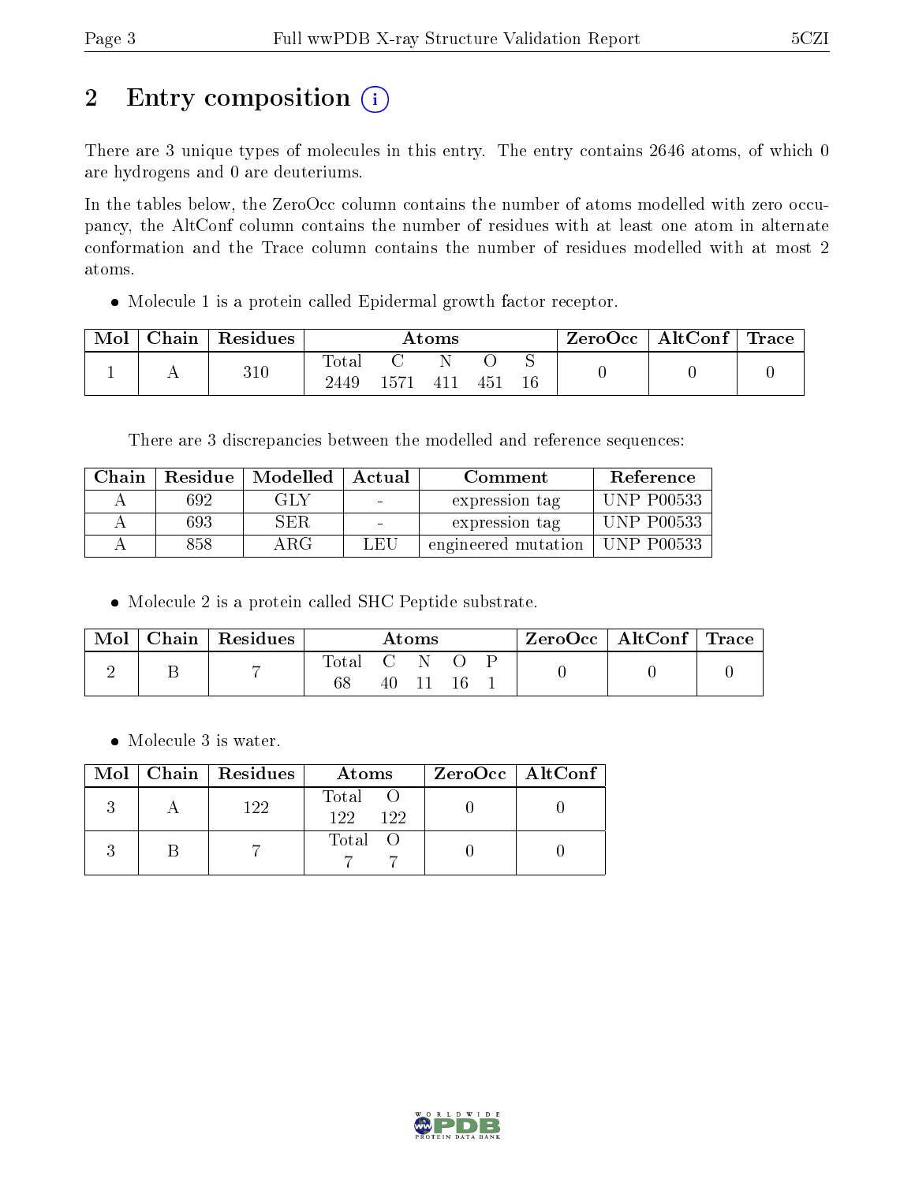## 2 Entry composition (i)

There are 3 unique types of molecules in this entry. The entry contains 2646 atoms, of which 0 are hydrogens and 0 are deuteriums.

In the tables below, the ZeroOcc column contains the number of atoms modelled with zero occupancy, the AltConf column contains the number of residues with at least one atom in alternate conformation and the Trace column contains the number of residues modelled with at most 2 atoms.

- Molecule 1 is a protein called Epidermal growth factor receptor.

| Mol | Chain | Residues | Atoms | | | | | ZeroOcc | AltConf | Trace |
|---|---|---|---|---|---|---|---|---|---|---|
| 1 | A | 310 | Total 2449 | C 1571 | N 411 | O 451 | S 16 | 0 | 0 | 0 |

There are 3 discrepancies between the modelled and reference sequences:

| Chain | Residue | Modelled | Actual | Comment | Reference |
|---|---|---|---|---|---|
| A | 692 | GLY | - | expression tag | UNP P00533 |
| A | 693 | SER | - | expression tag | UNP P00533 |
| A | 858 | ARG | LEU | engineered mutation | UNP P00533 |

- Molecule 2 is a protein called SHC Peptide substrate.

| Mol | Chain | Residues | Atoms | | | | | ZeroOcc | AltConf | Trace |
|---|---|---|---|---|---|---|---|---|---|---|
| 2 | B | 7 | Total 68 | C 40 | N 11 | O 16 | P 1 | 0 | 0 | 0 |

- Molecule 3 is water.

| Mol | Chain | Residues | Atoms | | ZeroOcc | AltConf |
|---|---|---|---|---|---|---|
| 3 | A | 122 | Total 122 | O 122 | 0 | 0 |
| 3 | B | 7 | Total 7 | O 7 | 0 | 0 |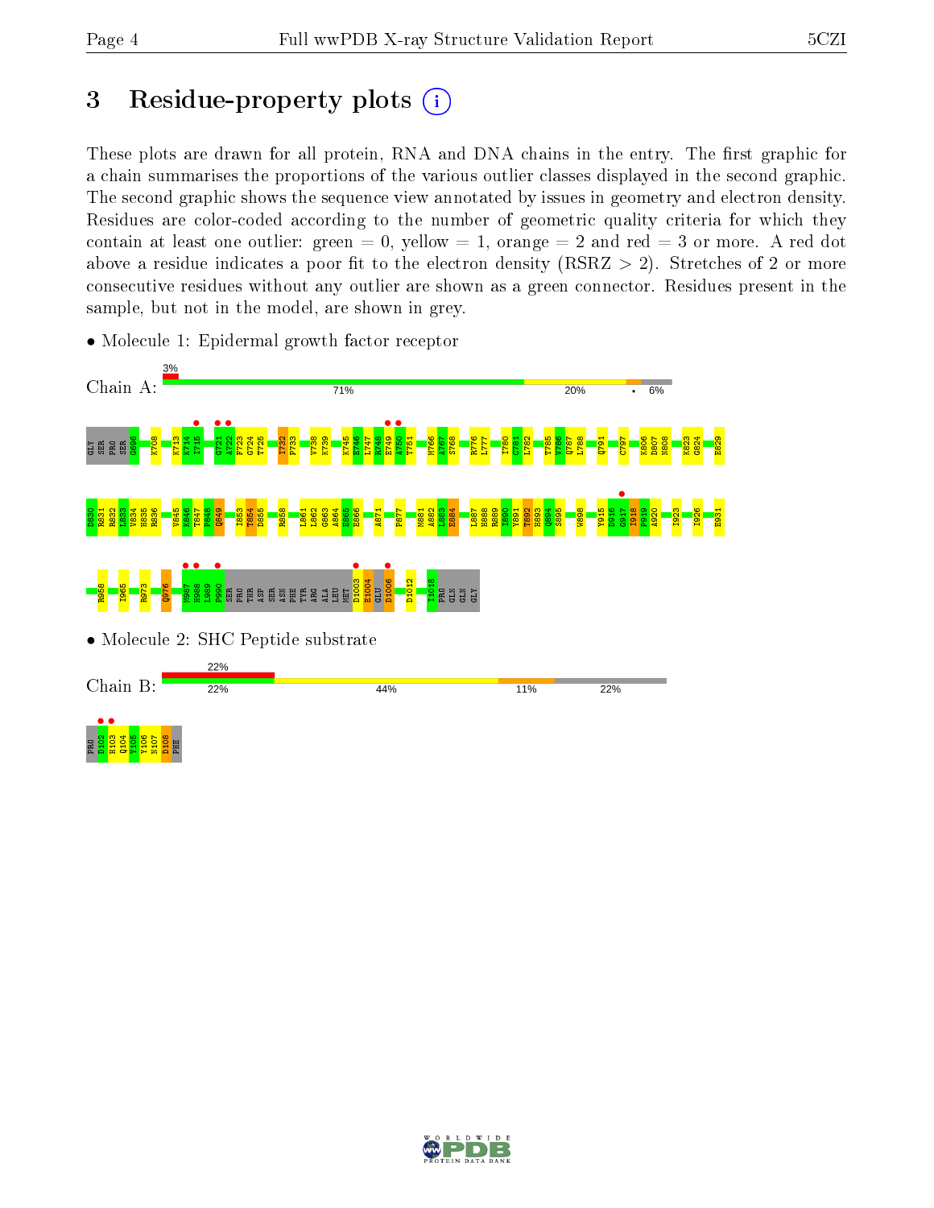# 3 Residue-property plots

These plots are drawn for all protein, RNA and DNA chains in the entry. The first graphic for a chain summarises the proportions of the various outlier classes displayed in the second graphic. The second graphic shows the sequence view annotated by issues in geometry and electron density. Residues are color-coded according to the number of geometric quality criteria for which they contain at least one outlier: green = 0, yellow = 1, orange = 2 and red = 3 or more. A red dot above a residue indicates a poor fit to the electron density (RSRZ > 2). Stretches of 2 or more consecutive residues without any outlier are shown as a green connector. Residues present in the sample, but not in the model, are shown in grey.

- Molecule 1: Epidermal growth factor receptor

Chain A: 3% | 71% | 20% | • | 6%

GLY SER PRO SER G696 K708 K713 K714 I715 G721 A722 F723 G724 T725 I732 P733 V738 K739 K745 E746 L747 R748 E749 A750 T751 M766 A767 S768 R776 L777 I780 C781 L782 T785 V786 Q787 L788 Q791 C797 K806 D807 N808 K823 G824 E829 D830 R831 R832 L833 V834 H835 R836 V845 K846 T847 P848 Q849 I853 T854 D855 R858 L861 L862 G863 A864 E865 E866 A871 P877 M881 A882 L883 E884 L887 H888 R889 I890 Y891 T892 H893 Q894 S895 W898 Y915 D916 G917 I918 P919 A920 I923 I926 E931 R958 I965 R973 Q976 M987 H988 L989 P990 SER PRO THR ASP SER ASN PHE TYR ARG ALA LEU MET D1003 E1004 GLU D1006 D1012 I1018 PRO GLN GLN GLY

- Molecule 2: SHC Peptide substrate

Chain B: 22% | 22% | 44% | 11% | 22%

PRO D102 H103 Q104 Y105 Y106 N107 D108 PHE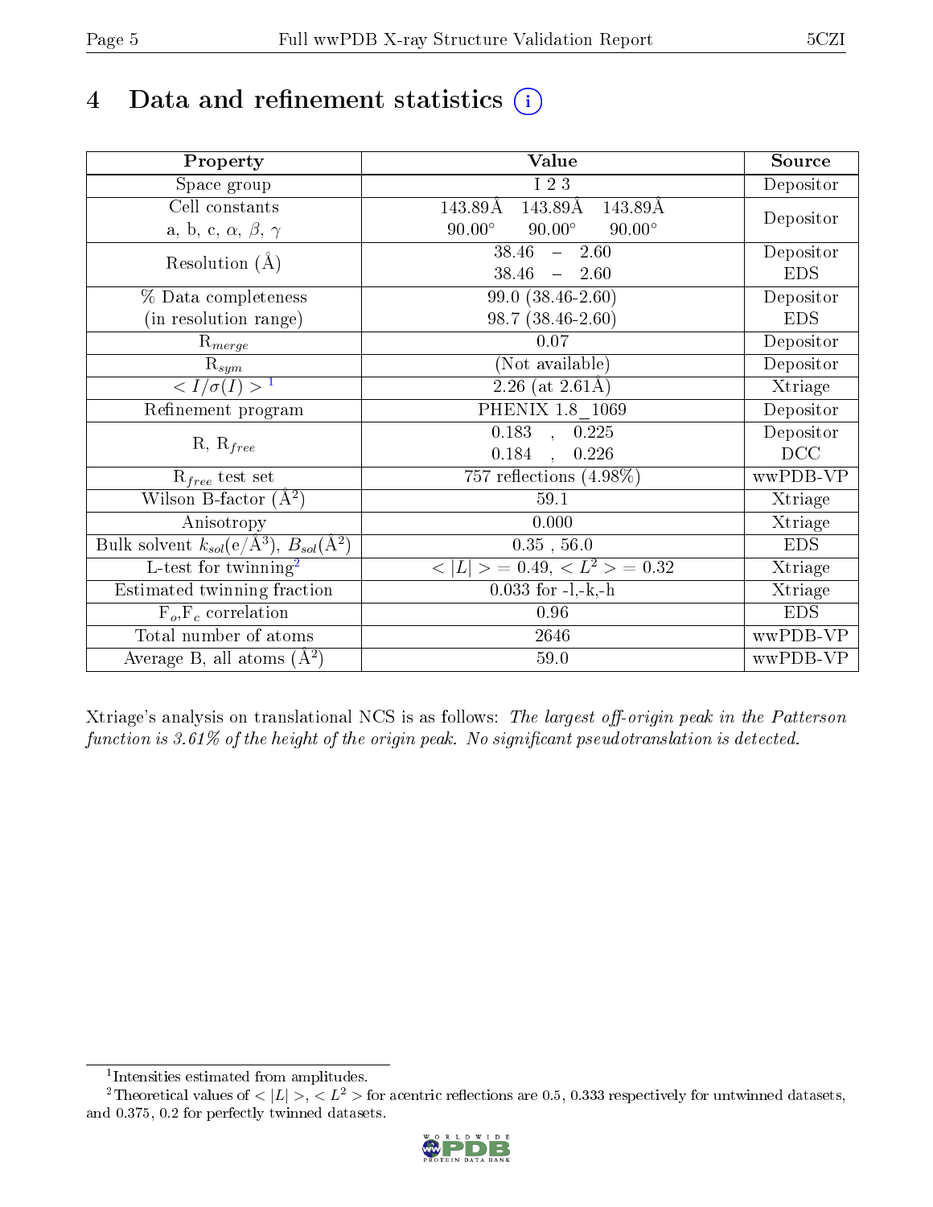# 4 Data and refinement statistics (i)

| Property | Value | Source |
|---|---|---|
| Space group | I 2 3 | Depositor |
| Cell constants<br>a, b, c, $\alpha$, $\beta$, $\gamma$ | 143.89Å 143.89Å 143.89Å<br>90.00° 90.00° 90.00° | Depositor |
| Resolution (Å) | 38.46 – 2.60<br>38.46 – 2.60 | Depositor<br>EDS |
| % Data completeness<br>(in resolution range) | 99.0 (38.46-2.60)<br>98.7 (38.46-2.60) | Depositor<br>EDS |
| $R_{merge}$ | 0.07 | Depositor |
| $R_{sym}$ | (Not available) | Depositor |
| $< I/\sigma(I) >$ [1] | 2.26 (at 2.61Å) | Xtriage |
| Refinement program | PHENIX 1.8_1069 | Depositor |
| R, $R_{free}$ | 0.183 , 0.225<br>0.184 , 0.226 | Depositor<br>DCC |
| $R_{free}$ test set | 757 reflections (4.98%) | wwPDB-VP |
| Wilson B-factor (Å$^2$) | 59.1 | Xtriage |
| Anisotropy | 0.000 | Xtriage |
| Bulk solvent $k_{sol}$(e/Å$^3$), $B_{sol}$(Å$^2$) | 0.35 , 56.0 | EDS |
| L-test for twinning[2] | $< \|L\| >$ = 0.49, $< L^2 >$ = 0.32 | Xtriage |
| Estimated twinning fraction | 0.033 for -l,-k,-h | Xtriage |
| $F_o$,$F_c$ correlation | 0.96 | EDS |
| Total number of atoms | 2646 | wwPDB-VP |
| Average B, all atoms (Å$^2$) | 59.0 | wwPDB-VP |

Xtriage's analysis on translational NCS is as follows: *The largest off-origin peak in the Patterson function is 3.61% of the height of the origin peak. No significant pseudotranslation is detected.*

[1] Intensities estimated from amplitudes.

[2] Theoretical values of $< |L| >$, $< L^2 >$ for acentric reflections are 0.5, 0.333 respectively for untwinned datasets, and 0.375, 0.2 for perfectly twinned datasets.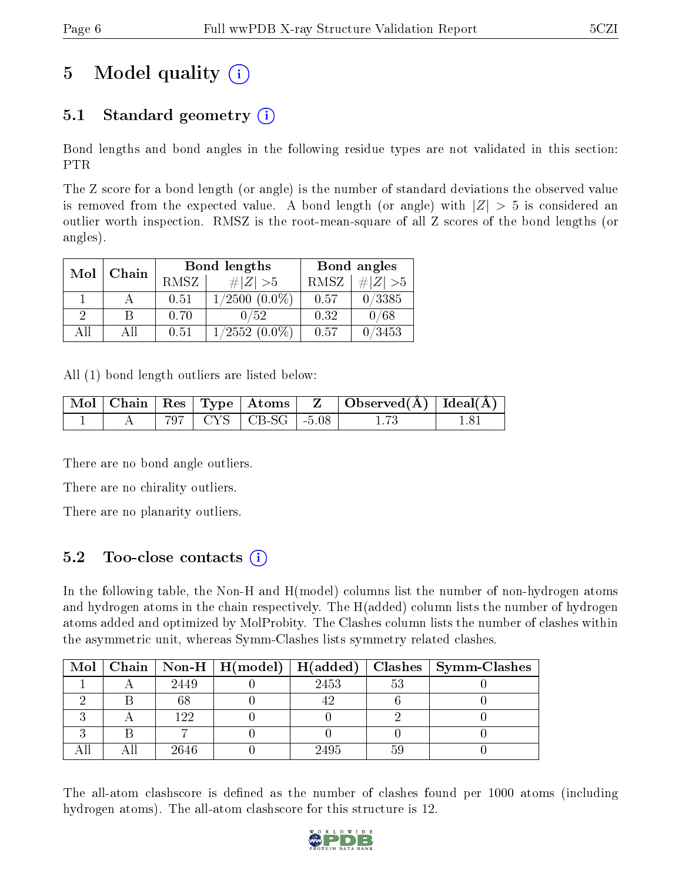# 5 Model quality

## 5.1 Standard geometry

Bond lengths and bond angles in the following residue types are not validated in this section: PTR

The Z score for a bond length (or angle) is the number of standard deviations the observed value is removed from the expected value. A bond length (or angle) with $|Z| > 5$ is considered an outlier worth inspection. RMSZ is the root-mean-square of all Z scores of the bond lengths (or angles).

| Mol | Chain | Bond lengths | | Bond angles | |
|---|---|---|---|---|---|
| | | RMSZ | #\|Z\| >5 | RMSZ | #\|Z\| >5 |
| 1 | A | 0.51 | 1/2500 (0.0%) | 0.57 | 0/3385 |
| 2 | B | 0.70 | 0/52 | 0.32 | 0/68 |
| All | All | 0.51 | 1/2552 (0.0%) | 0.57 | 0/3453 |

All (1) bond length outliers are listed below:

| Mol | Chain | Res | Type | Atoms | Z | Observed(Å) | Ideal(Å) |
|---|---|---|---|---|---|---|---|
| 1 | A | 797 | CYS | CB-SG | -5.08 | 1.73 | 1.81 |

There are no bond angle outliers.

There are no chirality outliers.

There are no planarity outliers.

## 5.2 Too-close contacts

In the following table, the Non-H and H(model) columns list the number of non-hydrogen atoms and hydrogen atoms in the chain respectively. The H(added) column lists the number of hydrogen atoms added and optimized by MolProbity. The Clashes column lists the number of clashes within the asymmetric unit, whereas Symm-Clashes lists symmetry related clashes.

| Mol | Chain | Non-H | H(model) | H(added) | Clashes | Symm-Clashes |
|---|---|---|---|---|---|---|
| 1 | A | 2449 | 0 | 2453 | 53 | 0 |
| 2 | B | 68 | 0 | 42 | 6 | 0 |
| 3 | A | 122 | 0 | 0 | 2 | 0 |
| 3 | B | 7 | 0 | 0 | 0 | 0 |
| All | All | 2646 | 0 | 2495 | 59 | 0 |

The all-atom clashscore is defined as the number of clashes found per 1000 atoms (including hydrogen atoms). The all-atom clashscore for this structure is 12.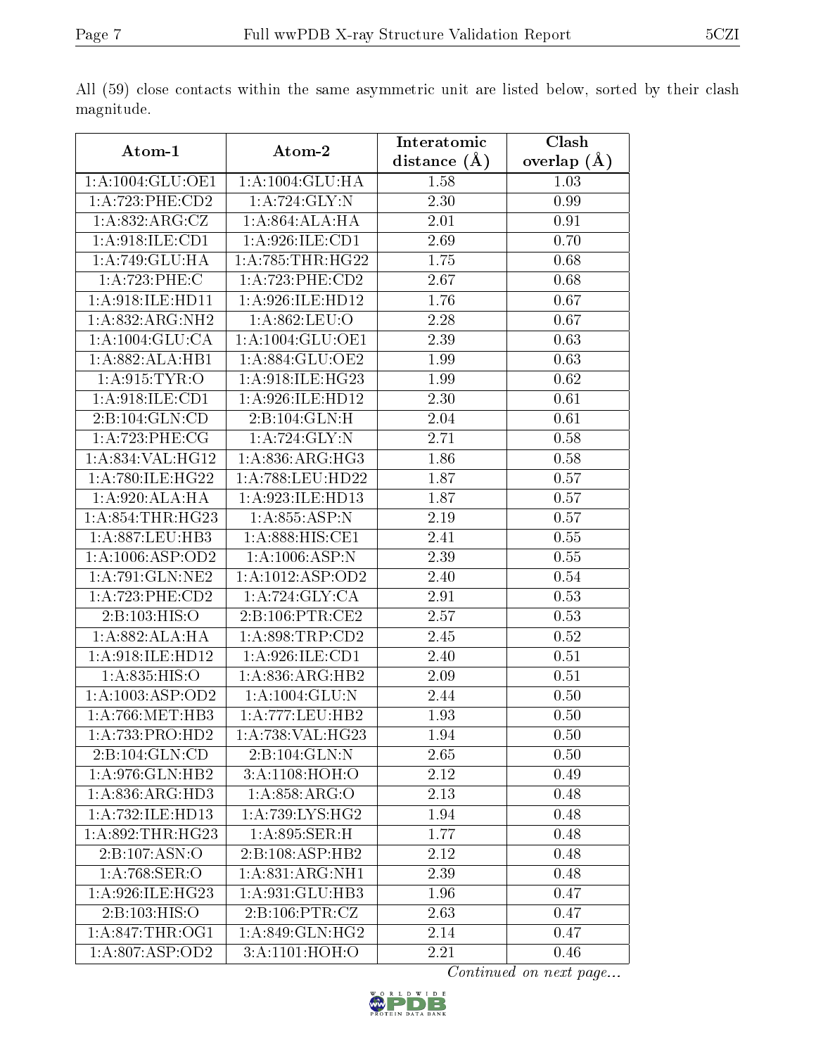All (59) close contacts within the same asymmetric unit are listed below, sorted by their clash magnitude.

| Atom-1 | Atom-2 | Interatomic distance (Å) | Clash overlap (Å) |
|---|---|---|---|
| 1:A:1004:GLU:OE1 | 1:A:1004:GLU:HA | 1.58 | 1.03 |
| 1:A:723:PHE:CD2 | 1:A:724:GLY:N | 2.30 | 0.99 |
| 1:A:832:ARG:CZ | 1:A:864:ALA:HA | 2.01 | 0.91 |
| 1:A:918:ILE:CD1 | 1:A:926:ILE:CD1 | 2.69 | 0.70 |
| 1:A:749:GLU:HA | 1:A:785:THR:HG22 | 1.75 | 0.68 |
| 1:A:723:PHE:C | 1:A:723:PHE:CD2 | 2.67 | 0.68 |
| 1:A:918:ILE:HD11 | 1:A:926:ILE:HD12 | 1.76 | 0.67 |
| 1:A:832:ARG:NH2 | 1:A:862:LEU:O | 2.28 | 0.67 |
| 1:A:1004:GLU:CA | 1:A:1004:GLU:OE1 | 2.39 | 0.63 |
| 1:A:882:ALA:HB1 | 1:A:884:GLU:OE2 | 1.99 | 0.63 |
| 1:A:915:TYR:O | 1:A:918:ILE:HG23 | 1.99 | 0.62 |
| 1:A:918:ILE:CD1 | 1:A:926:ILE:HD12 | 2.30 | 0.61 |
| 2:B:104:GLN:CD | 2:B:104:GLN:H | 2.04 | 0.61 |
| 1:A:723:PHE:CG | 1:A:724:GLY:N | 2.71 | 0.58 |
| 1:A:834:VAL:HG12 | 1:A:836:ARG:HG3 | 1.86 | 0.58 |
| 1:A:780:ILE:HG22 | 1:A:788:LEU:HD22 | 1.87 | 0.57 |
| 1:A:920:ALA:HA | 1:A:923:ILE:HD13 | 1.87 | 0.57 |
| 1:A:854:THR:HG23 | 1:A:855:ASP:N | 2.19 | 0.57 |
| 1:A:887:LEU:HB3 | 1:A:888:HIS:CE1 | 2.41 | 0.55 |
| 1:A:1006:ASP:OD2 | 1:A:1006:ASP:N | 2.39 | 0.55 |
| 1:A:791:GLN:NE2 | 1:A:1012:ASP:OD2 | 2.40 | 0.54 |
| 1:A:723:PHE:CD2 | 1:A:724:GLY:CA | 2.91 | 0.53 |
| 2:B:103:HIS:O | 2:B:106:PTR:CE2 | 2.57 | 0.53 |
| 1:A:882:ALA:HA | 1:A:898:TRP:CD2 | 2.45 | 0.52 |
| 1:A:918:ILE:HD12 | 1:A:926:ILE:CD1 | 2.40 | 0.51 |
| 1:A:835:HIS:O | 1:A:836:ARG:HB2 | 2.09 | 0.51 |
| 1:A:1003:ASP:OD2 | 1:A:1004:GLU:N | 2.44 | 0.50 |
| 1:A:766:MET:HB3 | 1:A:777:LEU:HB2 | 1.93 | 0.50 |
| 1:A:733:PRO:HD2 | 1:A:738:VAL:HG23 | 1.94 | 0.50 |
| 2:B:104:GLN:CD | 2:B:104:GLN:N | 2.65 | 0.50 |
| 1:A:976:GLN:HB2 | 3:A:1108:HOH:O | 2.12 | 0.49 |
| 1:A:836:ARG:HD3 | 1:A:858:ARG:O | 2.13 | 0.48 |
| 1:A:732:ILE:HD13 | 1:A:739:LYS:HG2 | 1.94 | 0.48 |
| 1:A:892:THR:HG23 | 1:A:895:SER:H | 1.77 | 0.48 |
| 2:B:107:ASN:O | 2:B:108:ASP:HB2 | 2.12 | 0.48 |
| 1:A:768:SER:O | 1:A:831:ARG:NH1 | 2.39 | 0.48 |
| 1:A:926:ILE:HG23 | 1:A:931:GLU:HB3 | 1.96 | 0.47 |
| 2:B:103:HIS:O | 2:B:106:PTR:CZ | 2.63 | 0.47 |
| 1:A:847:THR:OG1 | 1:A:849:GLN:HG2 | 2.14 | 0.47 |
| 1:A:807:ASP:OD2 | 3:A:1101:HOH:O | 2.21 | 0.46 |

*Continued on next page...*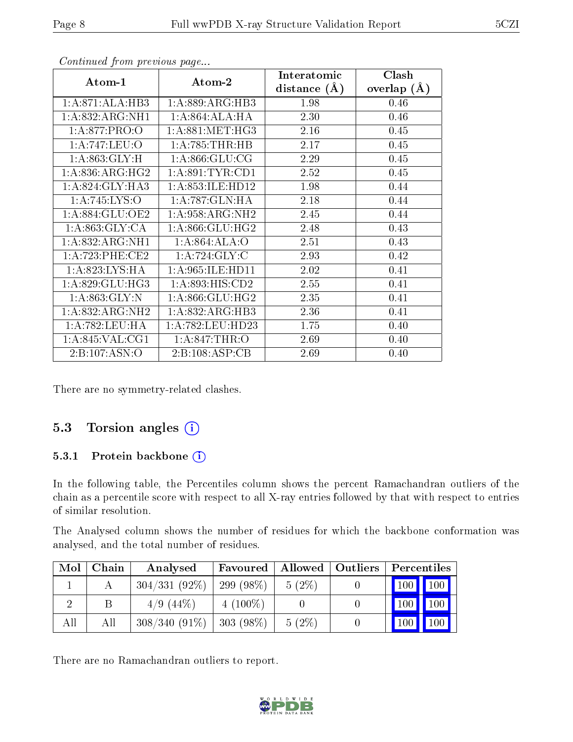*Continued from previous page...*

| Atom-1 | Atom-2 | Interatomic distance (Å) | Clash overlap (Å) |
|---|---|---|---|
| 1:A:871:ALA:HB3 | 1:A:889:ARG:HB3 | 1.98 | 0.46 |
| 1:A:832:ARG:NH1 | 1:A:864:ALA:HA | 2.30 | 0.46 |
| 1:A:877:PRO:O | 1:A:881:MET:HG3 | 2.16 | 0.45 |
| 1:A:747:LEU:O | 1:A:785:THR:HB | 2.17 | 0.45 |
| 1:A:863:GLY:H | 1:A:866:GLU:CG | 2.29 | 0.45 |
| 1:A:836:ARG:HG2 | 1:A:891:TYR:CD1 | 2.52 | 0.45 |
| 1:A:824:GLY:HA3 | 1:A:853:ILE:HD12 | 1.98 | 0.44 |
| 1:A:745:LYS:O | 1:A:787:GLN:HA | 2.18 | 0.44 |
| 1:A:884:GLU:OE2 | 1:A:958:ARG:NH2 | 2.45 | 0.44 |
| 1:A:863:GLY:CA | 1:A:866:GLU:HG2 | 2.48 | 0.43 |
| 1:A:832:ARG:NH1 | 1:A:864:ALA:O | 2.51 | 0.43 |
| 1:A:723:PHE:CE2 | 1:A:724:GLY:C | 2.93 | 0.42 |
| 1:A:823:LYS:HA | 1:A:965:ILE:HD11 | 2.02 | 0.41 |
| 1:A:829:GLU:HG3 | 1:A:893:HIS:CD2 | 2.55 | 0.41 |
| 1:A:863:GLY:N | 1:A:866:GLU:HG2 | 2.35 | 0.41 |
| 1:A:832:ARG:NH2 | 1:A:832:ARG:HB3 | 2.36 | 0.41 |
| 1:A:782:LEU:HA | 1:A:782:LEU:HD23 | 1.75 | 0.40 |
| 1:A:845:VAL:CG1 | 1:A:847:THR:O | 2.69 | 0.40 |
| 2:B:107:ASN:O | 2:B:108:ASP:CB | 2.69 | 0.40 |

There are no symmetry-related clashes.

## 5.3 Torsion angles

### 5.3.1 Protein backbone

In the following table, the Percentiles column shows the percent Ramachandran outliers of the chain as a percentile score with respect to all X-ray entries followed by that with respect to entries of similar resolution.

The Analysed column shows the number of residues for which the backbone conformation was analysed, and the total number of residues.

| Mol | Chain | Analysed | Favoured | Allowed | Outliers | Percentiles | |
|---|---|---|---|---|---|---|---|
| 1 | A | 304/331 (92%) | 299 (98%) | 5 (2%) | 0 | 100 | 100 |
| 2 | B | 4/9 (44%) | 4 (100%) | 0 | 0 | 100 | 100 |
| All | All | 308/340 (91%) | 303 (98%) | 5 (2%) | 0 | 100 | 100 |

There are no Ramachandran outliers to report.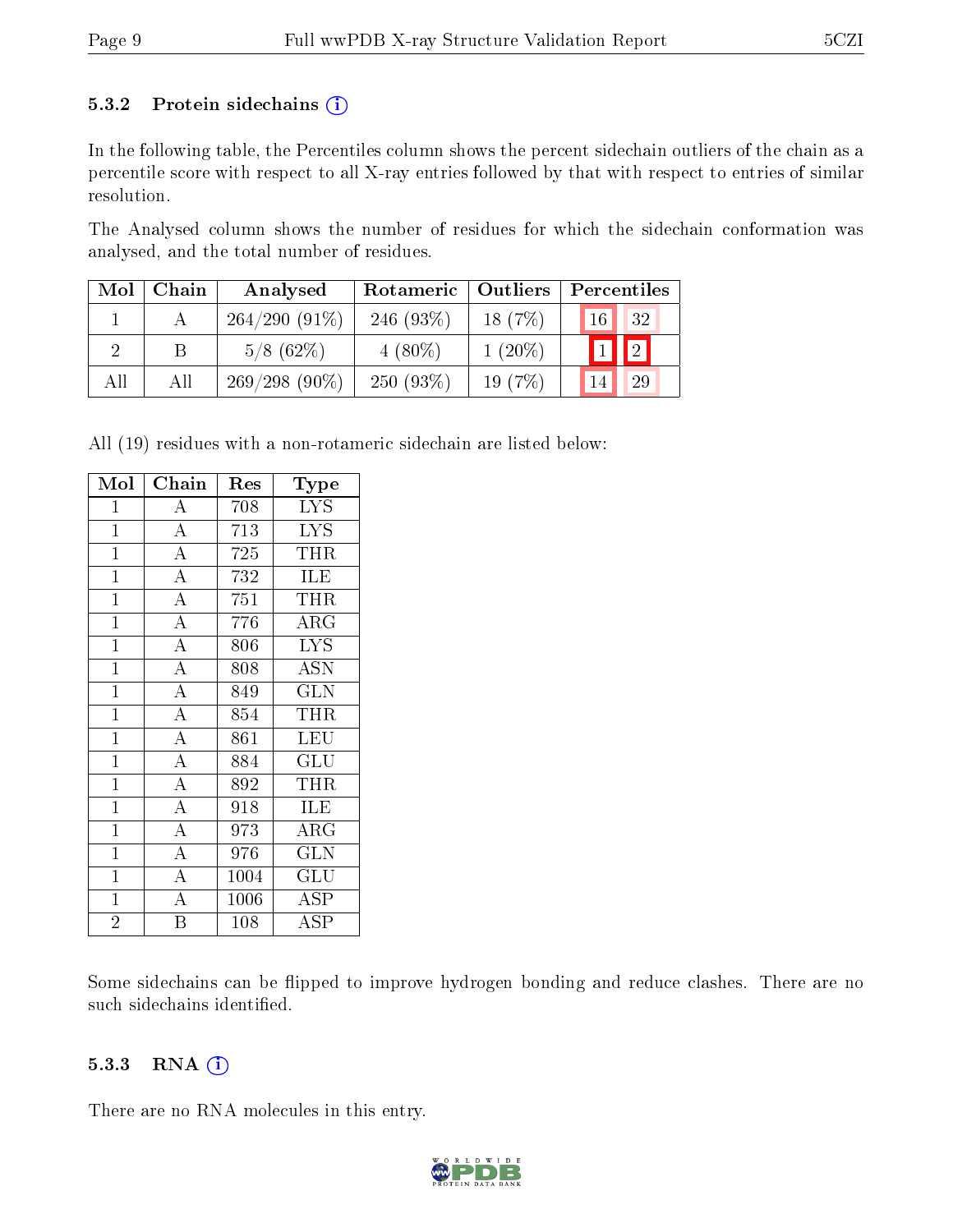### 5.3.2 Protein sidechains (i)

In the following table, the Percentiles column shows the percent sidechain outliers of the chain as a percentile score with respect to all X-ray entries followed by that with respect to entries of similar resolution.

The Analysed column shows the number of residues for which the sidechain conformation was analysed, and the total number of residues.

| Mol | Chain | Analysed | Rotameric | Outliers | Percentiles | |
|---|---|---|---|---|---|---|
| 1 | A | 264/290 (91%) | 246 (93%) | 18 (7%) | 16 | 32 |
| 2 | B | 5/8 (62%) | 4 (80%) | 1 (20%) | 1 | 2 |
| All | All | 269/298 (90%) | 250 (93%) | 19 (7%) | 14 | 29 |

All (19) residues with a non-rotameric sidechain are listed below:

| Mol | Chain | Res | Type |
|---|---|---|---|
| 1 | A | 708 | LYS |
| 1 | A | 713 | LYS |
| 1 | A | 725 | THR |
| 1 | A | 732 | ILE |
| 1 | A | 751 | THR |
| 1 | A | 776 | ARG |
| 1 | A | 806 | LYS |
| 1 | A | 808 | ASN |
| 1 | A | 849 | GLN |
| 1 | A | 854 | THR |
| 1 | A | 861 | LEU |
| 1 | A | 884 | GLU |
| 1 | A | 892 | THR |
| 1 | A | 918 | ILE |
| 1 | A | 973 | ARG |
| 1 | A | 976 | GLN |
| 1 | A | 1004 | GLU |
| 1 | A | 1006 | ASP |
| 2 | B | 108 | ASP |

Some sidechains can be flipped to improve hydrogen bonding and reduce clashes. There are no such sidechains identified.

### 5.3.3 RNA (i)

There are no RNA molecules in this entry.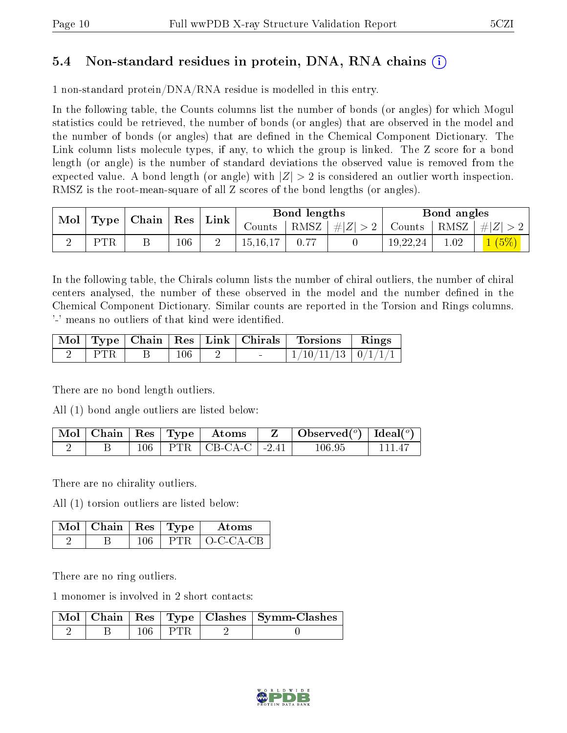### 5.4 Non-standard residues in protein, DNA, RNA chains (i)

1 non-standard protein/DNA/RNA residue is modelled in this entry.

In the following table, the Counts columns list the number of bonds (or angles) for which Mogul statistics could be retrieved, the number of bonds (or angles) that are observed in the model and the number of bonds (or angles) that are defined in the Chemical Component Dictionary. The Link column lists molecule types, if any, to which the group is linked. The Z score for a bond length (or angle) is the number of standard deviations the observed value is removed from the expected value. A bond length (or angle) with $|Z| > 2$ is considered an outlier worth inspection. RMSZ is the root-mean-square of all Z scores of the bond lengths (or angles).

| Mol | Type | Chain | Res | Link | Bond lengths | | | Bond angles | | |
|---|---|---|---|---|---|---|---|---|---|---|
| | | | | | Counts | RMSZ | $\#\|Z\| > 2$ | Counts | RMSZ | $\#\|Z\| > 2$ |
| 2 | PTR | B | 106 | 2 | 15,16,17 | 0.77 | 0 | 19,22,24 | 1.02 | 1 (5%) |

In the following table, the Chirals column lists the number of chiral outliers, the number of chiral centers analysed, the number of these observed in the model and the number defined in the Chemical Component Dictionary. Similar counts are reported in the Torsion and Rings columns. '-' means no outliers of that kind were identified.

| Mol | Type | Chain | Res | Link | Chirals | Torsions | Rings |
|---|---|---|---|---|---|---|---|
| 2 | PTR | B | 106 | 2 | - | 1/10/11/13 | 0/1/1/1 |

There are no bond length outliers.

All (1) bond angle outliers are listed below:

| Mol | Chain | Res | Type | Atoms | Z | Observed(°) | Ideal(°) |
|---|---|---|---|---|---|---|---|
| 2 | B | 106 | PTR | CB-CA-C | -2.41 | 106.95 | 111.47 |

There are no chirality outliers.

All (1) torsion outliers are listed below:

| Mol | Chain | Res | Type | Atoms |
|---|---|---|---|---|
| 2 | B | 106 | PTR | O-C-CA-CB |

There are no ring outliers.

1 monomer is involved in 2 short contacts:

| Mol | Chain | Res | Type | Clashes | Symm-Clashes |
|---|---|---|---|---|---|
| 2 | B | 106 | PTR | 2 | 0 |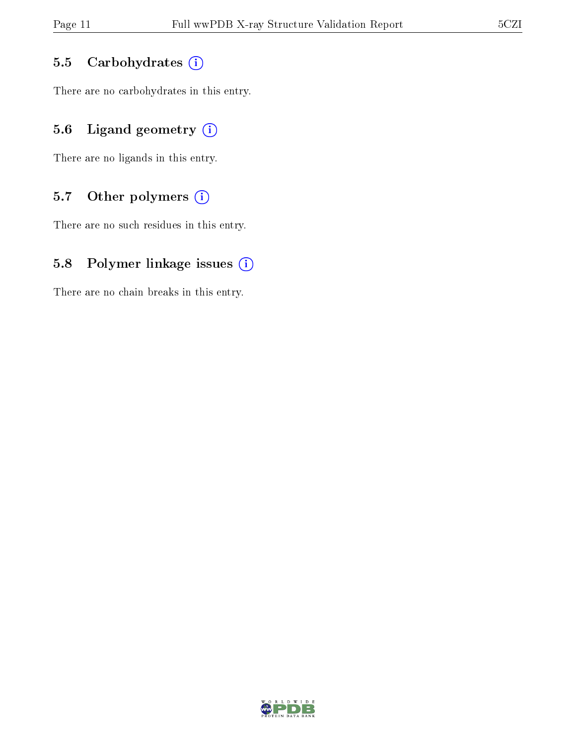### 5.5 Carbohydrates

There are no carbohydrates in this entry.

### 5.6 Ligand geometry

There are no ligands in this entry.

### 5.7 Other polymers

There are no such residues in this entry.

### 5.8 Polymer linkage issues

There are no chain breaks in this entry.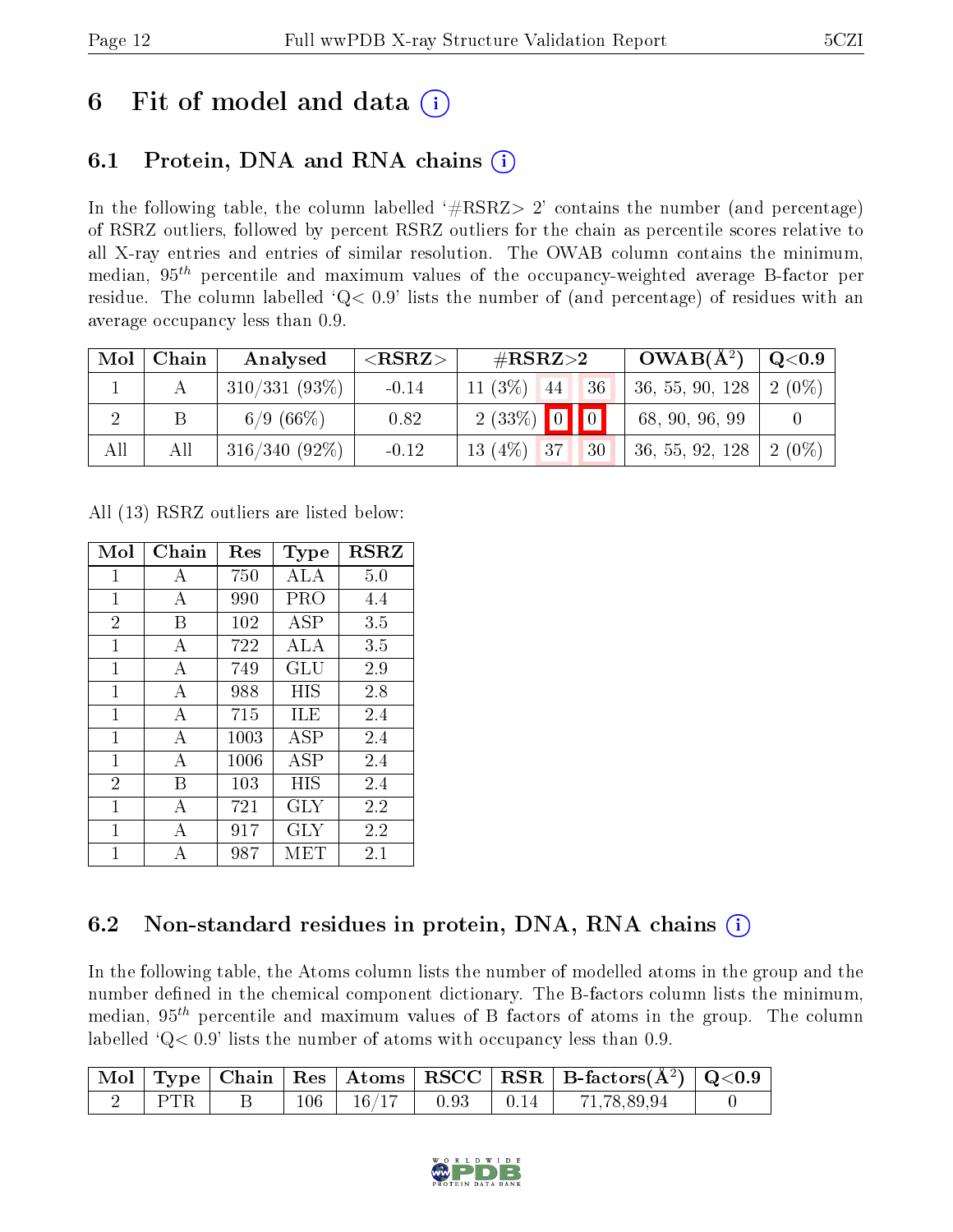# 6 Fit of model and data (i)

## 6.1 Protein, DNA and RNA chains (i)

In the following table, the column labelled '#RSRZ> 2' contains the number (and percentage) of RSRZ outliers, followed by percent RSRZ outliers for the chain as percentile scores relative to all X-ray entries and entries of similar resolution. The OWAB column contains the minimum, median, $95^{th}$ percentile and maximum values of the occupancy-weighted average B-factor per residue. The column labelled 'Q< 0.9' lists the number of (and percentage) of residues with an average occupancy less than 0.9.

| Mol | Chain | Analysed | <RSRZ> | #RSRZ>2 | | | OWAB(Å$^2$) | Q<0.9 |
|---|---|---|---|---|---|---|---|---|
| 1 | A | 310/331 (93%) | -0.14 | 11 (3%) | 44 | 36 | 36, 55, 90, 128 | 2 (0%) |
| 2 | B | 6/9 (66%) | 0.82 | 2 (33%) | 0 | 0 | 68, 90, 96, 99 | 0 |
| All | All | 316/340 (92%) | -0.12 | 13 (4%) | 37 | 30 | 36, 55, 92, 128 | 2 (0%) |

All (13) RSRZ outliers are listed below:

| Mol | Chain | Res | Type | RSRZ |
|---|---|---|---|---|
| 1 | A | 750 | ALA | 5.0 |
| 1 | A | 990 | PRO | 4.4 |
| 2 | B | 102 | ASP | 3.5 |
| 1 | A | 722 | ALA | 3.5 |
| 1 | A | 749 | GLU | 2.9 |
| 1 | A | 988 | HIS | 2.8 |
| 1 | A | 715 | ILE | 2.4 |
| 1 | A | 1003 | ASP | 2.4 |
| 1 | A | 1006 | ASP | 2.4 |
| 2 | B | 103 | HIS | 2.4 |
| 1 | A | 721 | GLY | 2.2 |
| 1 | A | 917 | GLY | 2.2 |
| 1 | A | 987 | MET | 2.1 |

## 6.2 Non-standard residues in protein, DNA, RNA chains (i)

In the following table, the Atoms column lists the number of modelled atoms in the group and the number defined in the chemical component dictionary. The B-factors column lists the minimum, median, $95^{th}$ percentile and maximum values of B factors of atoms in the group. The column labelled 'Q< 0.9' lists the number of atoms with occupancy less than 0.9.

| Mol | Type | Chain | Res | Atoms | RSCC | RSR | B-factors(Å$^2$) | Q<0.9 |
|---|---|---|---|---|---|---|---|---|
| 2 | PTR | B | 106 | 16/17 | 0.93 | 0.14 | 71,78,89,94 | 0 |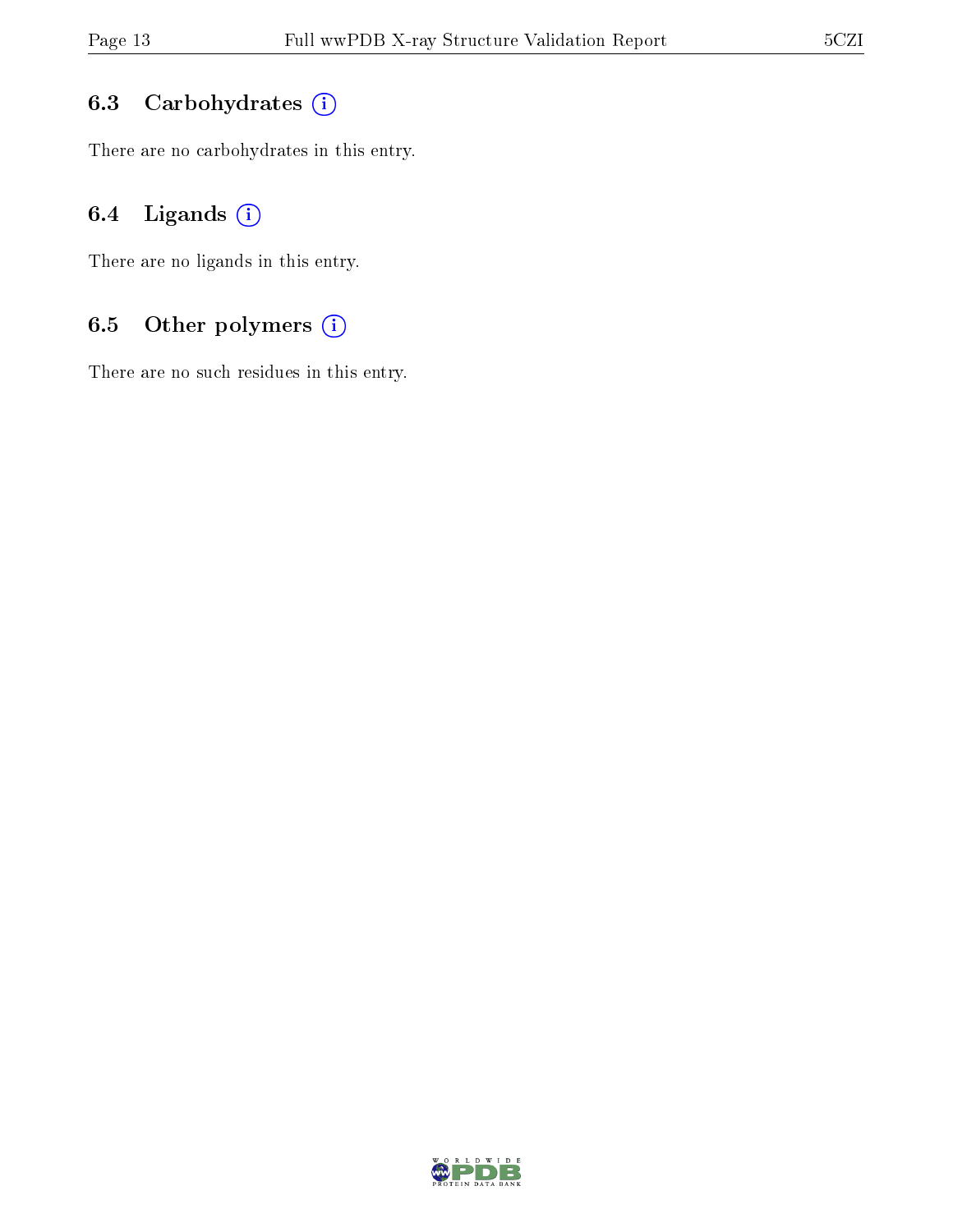### 6.3 Carbohydrates

There are no carbohydrates in this entry.

### 6.4 Ligands

There are no ligands in this entry.

### 6.5 Other polymers

There are no such residues in this entry.